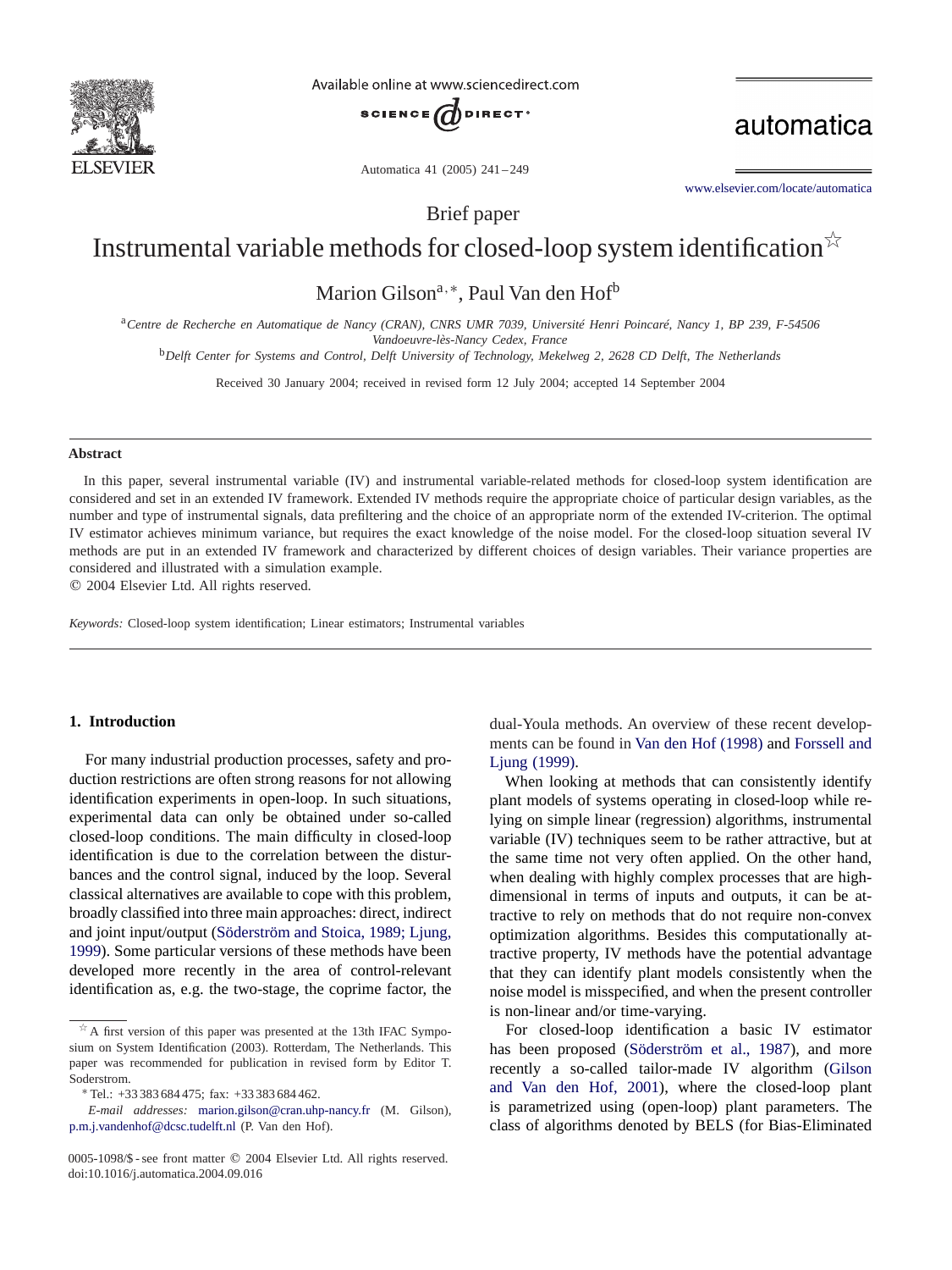Brief paper

# Instrumental variable methods for closed-loop system identification ☆

Marion Gilson[a,*], Paul Van den Hof[b]

[a] Centre de Recherche en Automatique de Nancy (CRAN), CNRS UMR 7039, Université Henri Poincaré, Nancy 1, BP 239, F-54506 Vandoeuvre-lès-Nancy Cedex, France

[b] Delft Center for Systems and Control, Delft University of Technology, Mekelweg 2, 2628 CD Delft, The Netherlands

Received 30 January 2004; received in revised form 12 July 2004; accepted 14 September 2004

## Abstract

In this paper, several instrumental variable (IV) and instrumental variable-related methods for closed-loop system identification are considered and set in an extended IV framework. Extended IV methods require the appropriate choice of particular design variables, as the number and type of instrumental signals, data prefiltering and the choice of an appropriate norm of the extended IV-criterion. The optimal IV estimator achieves minimum variance, but requires the exact knowledge of the noise model. For the closed-loop situation several IV methods are put in an extended IV framework and characterized by different choices of design variables. Their variance properties are considered and illustrated with a simulation example.

© 2004 Elsevier Ltd. All rights reserved.

*Keywords:* Closed-loop system identification; Linear estimators; Instrumental variables

## 1. Introduction

For many industrial production processes, safety and production restrictions are often strong reasons for not allowing identification experiments in open-loop. In such situations, experimental data can only be obtained under so-called closed-loop conditions. The main difficulty in closed-loop identification is due to the correlation between the disturbances and the control signal, induced by the loop. Several classical alternatives are available to cope with this problem, broadly classified into three main approaches: direct, indirect and joint input/output (Söderström and Stoica, 1989; Ljung, 1999). Some particular versions of these methods have been developed more recently in the area of control-relevant identification as, e.g. the two-stage, the coprime factor, the dual-Youla methods. An overview of these recent developments can be found in Van den Hof (1998) and Forssell and Ljung (1999).

When looking at methods that can consistently identify plant models of systems operating in closed-loop while relying on simple linear (regression) algorithms, instrumental variable (IV) techniques seem to be rather attractive, but at the same time not very often applied. On the other hand, when dealing with highly complex processes that are high-dimensional in terms of inputs and outputs, it can be attractive to rely on methods that do not require non-convex optimization algorithms. Besides this computationally attractive property, IV methods have the potential advantage that they can identify plant models consistently when the noise model is misspecified, and when the present controller is non-linear and/or time-varying.

For closed-loop identification a basic IV estimator has been proposed (Söderström et al., 1987), and more recently a so-called tailor-made IV algorithm (Gilson and Van den Hof, 2001), where the closed-loop plant is parametrized using (open-loop) plant parameters. The class of algorithms denoted by BELS (for Bias-Eliminated

☆ A first version of this paper was presented at the 13th IFAC Symposium on System Identification (2003). Rotterdam, The Netherlands. This paper was recommended for publication in revised form by Editor T. Soderstrom.

\* Tel.: +33 383 684 475; fax: +33 383 684 462.

*E-mail addresses:* marion.gilson@cran.uhp-nancy.fr (M. Gilson), p.m.j.vandenhof@dcsc.tudelft.nl (P. Van den Hof).

0005-1098/$ - see front matter © 2004 Elsevier Ltd. All rights reserved.
doi:10.1016/j.automatica.2004.09.016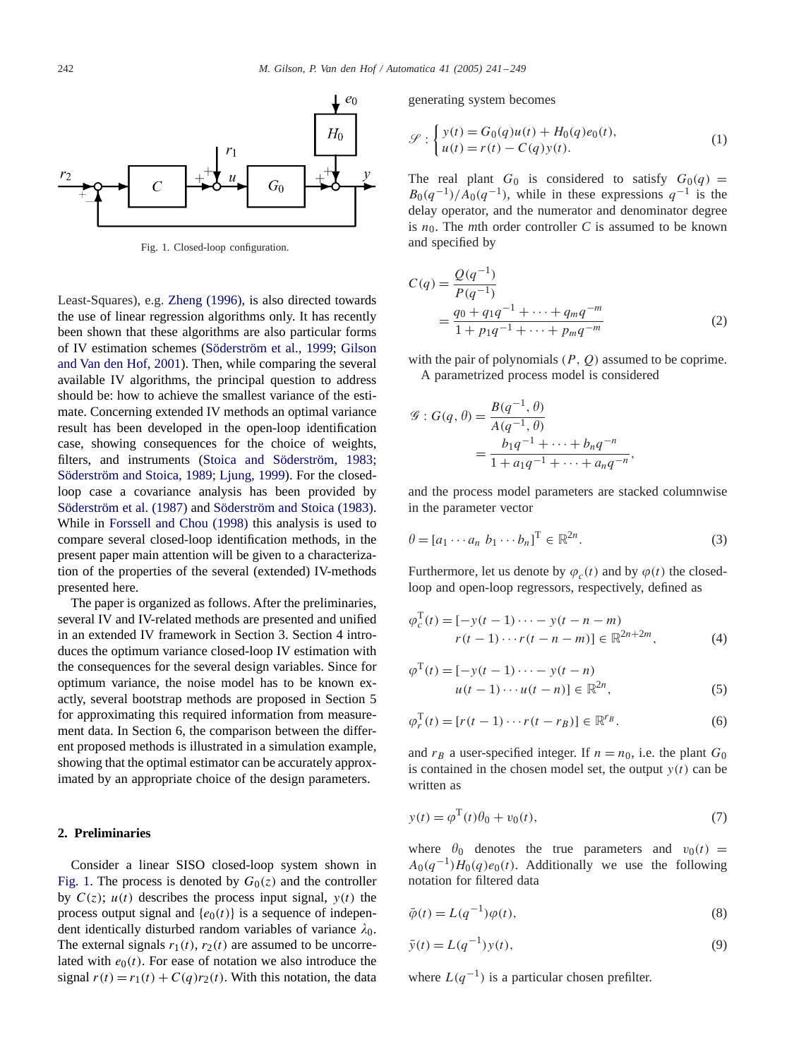Fig. 1. Closed-loop configuration.

Least-Squares), e.g. Zheng (1996), is also directed towards the use of linear regression algorithms only. It has recently been shown that these algorithms are also particular forms of IV estimation schemes (Söderström et al., 1999; Gilson and Van den Hof, 2001). Then, while comparing the several available IV algorithms, the principal question to address should be: how to achieve the smallest variance of the estimate. Concerning extended IV methods an optimal variance result has been developed in the open-loop identification case, showing consequences for the choice of weights, filters, and instruments (Stoica and Söderström, 1983; Söderström and Stoica, 1989; Ljung, 1999). For the closed-loop case a covariance analysis has been provided by Söderström et al. (1987) and Söderström and Stoica (1983). While in Forssell and Chou (1998) this analysis is used to compare several closed-loop identification methods, in the present paper main attention will be given to a characterization of the properties of the several (extended) IV-methods presented here.

The paper is organized as follows. After the preliminaries, several IV and IV-related methods are presented and unified in an extended IV framework in Section 3. Section 4 introduces the optimum variance closed-loop IV estimation with the consequences for the several design variables. Since for optimum variance, the noise model has to be known exactly, several bootstrap methods are proposed in Section 5 for approximating this required information from measurement data. In Section 6, the comparison between the different proposed methods is illustrated in a simulation example, showing that the optimal estimator can be accurately approximated by an appropriate choice of the design parameters.

## 2. Preliminaries

Consider a linear SISO closed-loop system shown in Fig. 1. The process is denoted by $G_0(z)$ and the controller by $C(z)$; $u(t)$ describes the process input signal, $y(t)$ the process output signal and $\{e_0(t)\}$ is a sequence of independent identically disturbed random variables of variance $\lambda_0$. The external signals $r_1(t)$, $r_2(t)$ are assumed to be uncorrelated with $e_0(t)$. For ease of notation we also introduce the signal $r(t) = r_1(t) + C(q)r_2(t)$. With this notation, the data generating system becomes

$$\mathscr{S} : \begin{cases} y(t) = G_0(q)u(t) + H_0(q)e_0(t), \\ u(t) = r(t) - C(q)y(t). \end{cases} \tag{1}$$

The real plant $G_0$ is considered to satisfy $G_0(q) = B_0(q^{-1})/A_0(q^{-1})$, while in these expressions $q^{-1}$ is the delay operator, and the numerator and denominator degree is $n_0$. The $m$th order controller $C$ is assumed to be known and specified by

$$C(q) = \frac{Q(q^{-1})}{P(q^{-1})} = \frac{q_0 + q_1 q^{-1} + \cdots + q_m q^{-m}}{1 + p_1 q^{-1} + \cdots + p_m q^{-m}} \tag{2}$$

with the pair of polynomials $(P, Q)$ assumed to be coprime.

A parametrized process model is considered

$$\mathscr{G} : G(q, \theta) = \frac{B(q^{-1}, \theta)}{A(q^{-1}, \theta)} = \frac{b_1 q^{-1} + \cdots + b_n q^{-n}}{1 + a_1 q^{-1} + \cdots + a_n q^{-n}},$$

and the process model parameters are stacked columnwise in the parameter vector

$$\theta = [a_1 \cdots a_n \; b_1 \cdots b_n]^{\mathrm{T}} \in \mathbb{R}^{2n}. \tag{3}$$

Furthermore, let us denote by $\varphi_c(t)$ and by $\varphi(t)$ the closed-loop and open-loop regressors, respectively, defined as

$$\varphi_c^{\mathrm{T}}(t) = [-y(t-1) \cdots -y(t-n-m) \; r(t-1) \cdots r(t-n-m)] \in \mathbb{R}^{2n+2m}, \tag{4}$$

$$\varphi^{\mathrm{T}}(t) = [-y(t-1) \cdots -y(t-n) \; u(t-1) \cdots u(t-n)] \in \mathbb{R}^{2n}, \tag{5}$$

$$\varphi_r^{\mathrm{T}}(t) = [r(t-1) \cdots r(t-r_B)] \in \mathbb{R}^{r_B}. \tag{6}$$

and $r_B$ a user-specified integer. If $n = n_0$, i.e. the plant $G_0$ is contained in the chosen model set, the output $y(t)$ can be written as

$$y(t) = \varphi^{\mathrm{T}}(t)\theta_0 + v_0(t), \tag{7}$$

where $\theta_0$ denotes the true parameters and $v_0(t) = A_0(q^{-1})H_0(q)e_0(t)$. Additionally we use the following notation for filtered data

$$\bar{\varphi}(t) = L(q^{-1})\varphi(t), \tag{8}$$

$$\bar{y}(t) = L(q^{-1})y(t), \tag{9}$$

where $L(q^{-1})$ is a particular chosen prefilter.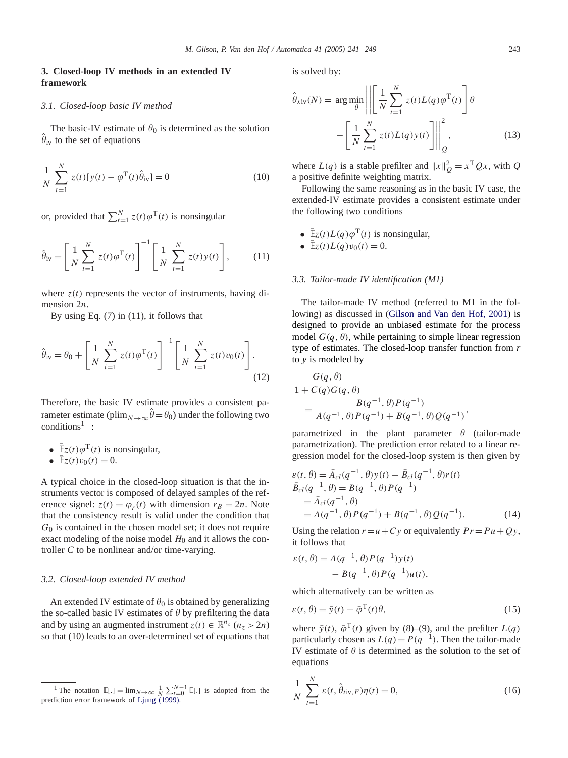## 3. Closed-loop IV methods in an extended IV framework

### 3.1. Closed-loop basic IV method

The basic-IV estimate of $\theta_0$ is determined as the solution $\hat{\theta}_{\mathrm{iv}}$ to the set of equations

$$\frac{1}{N}\sum_{t=1}^{N} z(t)[y(t)-\varphi^{\mathrm{T}}(t)\hat{\theta}_{\mathrm{iv}}]=0 \tag{10}$$

or, provided that $\sum_{t=1}^{N} z(t)\varphi^{\mathrm{T}}(t)$ is nonsingular

$$\hat{\theta}_{\mathrm{iv}}=\left[\frac{1}{N}\sum_{t=1}^{N} z(t)\varphi^{\mathrm{T}}(t)\right]^{-1}\left[\frac{1}{N}\sum_{t=1}^{N} z(t)y(t)\right], \tag{11}$$

where $z(t)$ represents the vector of instruments, having dimension $2n$.

By using Eq. (7) in (11), it follows that

$$\hat{\theta}_{\mathrm{iv}}=\theta_0+\left[\frac{1}{N}\sum_{i=1}^{N} z(t)\varphi^{\mathrm{T}}(t)\right]^{-1}\left[\frac{1}{N}\sum_{i=1}^{N} z(t)v_0(t)\right]. \tag{12}$$

Therefore, the basic IV estimate provides a consistent parameter estimate ($\mathrm{plim}_{N\to\infty}\hat{\theta}=\theta_0$) under the following two conditions[1] :

- $\bar{\mathbb{E}}z(t)\varphi^{\mathrm{T}}(t)$ is nonsingular,
- $\bar{\mathbb{E}}z(t)v_0(t)=0$.

A typical choice in the closed-loop situation is that the instruments vector is composed of delayed samples of the reference signel: $z(t)=\varphi_r(t)$ with dimension $r_B=2n$. Note that the consistency result is valid under the condition that $G_0$ is contained in the chosen model set; it does not require exact modeling of the noise model $H_0$ and it allows the controller $C$ to be nonlinear and/or time-varying.

### 3.2. Closed-loop extended IV method

An extended IV estimate of $\theta_0$ is obtained by generalizing the so-called basic IV estimates of $\theta$ by prefiltering the data and by using an augmented instrument $z(t)\in\mathbb{R}^{n_z}$ $(n_z>2n)$ so that (10) leads to an over-determined set of equations that is solved by:

$$\hat{\theta}_{x\mathrm{iv}}(N)=\arg\min_{\theta}\left\|\left[\frac{1}{N}\sum_{t=1}^{N} z(t)L(q)\varphi^{\mathrm{T}}(t)\right]\theta-\left[\frac{1}{N}\sum_{t=1}^{N} z(t)L(q)y(t)\right]\right\|_Q^2, \tag{13}$$

where $L(q)$ is a stable prefilter and $\|x\|_Q^2=x^{\mathrm{T}}Qx$, with $Q$ a positive definite weighting matrix.

Following the same reasoning as in the basic IV case, the extended-IV estimate provides a consistent estimate under the following two conditions

- $\bar{\mathbb{E}}z(t)L(q)\varphi^{\mathrm{T}}(t)$ is nonsingular,
- $\bar{\mathbb{E}}z(t)L(q)v_0(t)=0$.

### 3.3. Tailor-made IV identification (M1)

The tailor-made IV method (referred to M1 in the following) as discussed in (Gilson and Van den Hof, 2001) is designed to provide an unbiased estimate for the process model $G(q,\theta)$, while pertaining to simple linear regression type of estimates. The closed-loop transfer function from $r$ to $y$ is modeled by

$$\frac{G(q,\theta)}{1+C(q)G(q,\theta)}=\frac{B(q^{-1},\theta)P(q^{-1})}{A(q^{-1},\theta)P(q^{-1})+B(q^{-1},\theta)Q(q^{-1})},$$

parametrized in the plant parameter $\theta$ (tailor-made parametrization). The prediction error related to a linear regression model for the closed-loop system is then given by

$$\begin{aligned}
\varepsilon(t,\theta)&=\bar{A}_{cl}(q^{-1},\theta)y(t)-\bar{B}_{cl}(q^{-1},\theta)r(t)\\
\bar{B}_{cl}(q^{-1},\theta)&=B(q^{-1},\theta)P(q^{-1})\\
&=\bar{A}_{cl}(q^{-1},\theta)\\
&=A(q^{-1},\theta)P(q^{-1})+B(q^{-1},\theta)Q(q^{-1}).
\end{aligned} \tag{14}$$

Using the relation $r=u+Cy$ or equivalently $Pr=Pu+Qy$, it follows that

$$\varepsilon(t,\theta)=A(q^{-1},\theta)P(q^{-1})y(t)-B(q^{-1},\theta)P(q^{-1})u(t),$$

which alternatively can be written as

$$\varepsilon(t,\theta)=\bar{y}(t)-\bar{\varphi}^{\mathrm{T}}(t)\theta, \tag{15}$$

where $\bar{y}(t)$, $\bar{\varphi}^{\mathrm{T}}(t)$ given by (8)–(9), and the prefilter $L(q)$ particularly chosen as $L(q)=P(q^{-1})$. Then the tailor-made IV estimate of $\theta$ is determined as the solution to the set of equations

$$\frac{1}{N}\sum_{t=1}^{N}\varepsilon(t,\hat{\theta}_{t\mathrm{iv},F})\eta(t)=0, \tag{16}$$

[1] The notation $\bar{\mathbb{E}}[.]=\lim_{N\to\infty}\frac{1}{N}\sum_{t=0}^{N-1}\mathbb{E}[.]$ is adopted from the prediction error framework of Ljung (1999).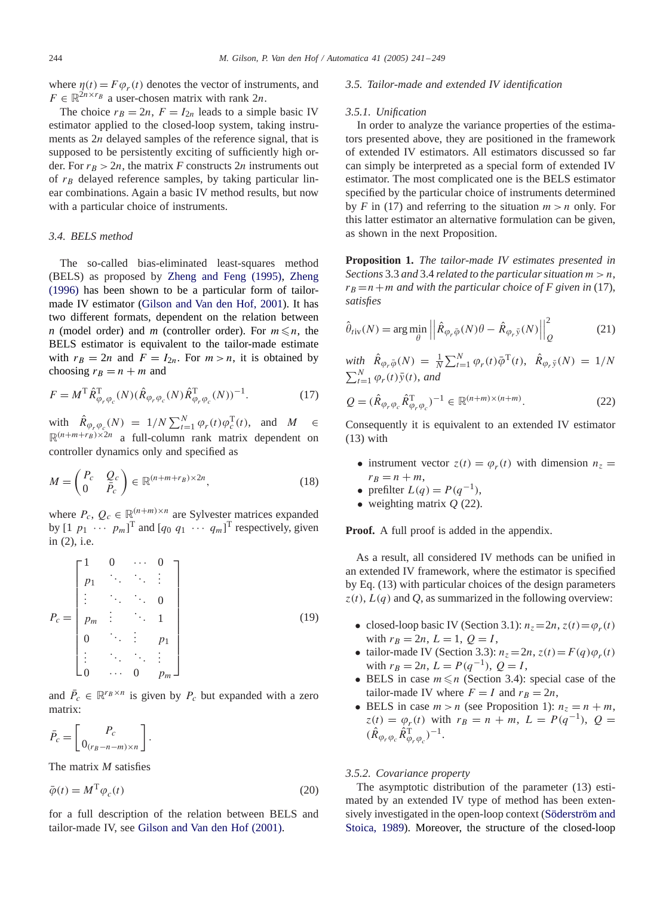where $\eta(t) = F\varphi_r(t)$ denotes the vector of instruments, and $F \in \mathbb{R}^{2n\times r_B}$ a user-chosen matrix with rank $2n$.

The choice $r_B = 2n$, $F = I_{2n}$ leads to a simple basic IV estimator applied to the closed-loop system, taking instruments as $2n$ delayed samples of the reference signal, that is supposed to be persistently exciting of sufficiently high order. For $r_B > 2n$, the matrix $F$ constructs $2n$ instruments out of $r_B$ delayed reference samples, by taking particular linear combinations. Again a basic IV method results, but now with a particular choice of instruments.

### 3.4. BELS method

The so-called bias-eliminated least-squares method (BELS) as proposed by Zheng and Feng (1995), Zheng (1996) has been shown to be a particular form of tailor-made IV estimator (Gilson and Van den Hof, 2001). It has two different formats, dependent on the relation between $n$ (model order) and $m$ (controller order). For $m \leqslant n$, the BELS estimator is equivalent to the tailor-made estimate with $r_B = 2n$ and $F = I_{2n}$. For $m > n$, it is obtained by choosing $r_B = n + m$ and

$$F = M^{\mathrm{T}}\hat{R}^{\mathrm{T}}_{\varphi_r\varphi_c}(N)(\hat{R}_{\varphi_r\varphi_c}(N)\hat{R}^{\mathrm{T}}_{\varphi_r\varphi_c}(N))^{-1}. \tag{17}$$

with $\hat{R}_{\varphi_r\varphi_c}(N) = 1/N\sum_{t=1}^{N}\varphi_r(t)\varphi_c^{\mathrm{T}}(t)$, and $M \in \mathbb{R}^{(n+m+r_B)\times 2n}$ a full-column rank matrix dependent on controller dynamics only and specified as

$$M = \begin{pmatrix} P_c & Q_c \\ 0 & \bar{P}_c \end{pmatrix} \in \mathbb{R}^{(n+m+r_B)\times 2n}, \tag{18}$$

where $P_c$, $Q_c \in \mathbb{R}^{(n+m)\times n}$ are Sylvester matrices expanded by $[1\ p_1\ \cdots\ p_m]^{\mathrm{T}}$ and $[q_0\ q_1\ \cdots\ q_m]^{\mathrm{T}}$ respectively, given in (2), i.e.

$$P_c = \begin{bmatrix} 1 & 0 & \cdots & 0 \\ p_1 & \ddots & \ddots & \vdots \\ \vdots & \ddots & \ddots & 0 \\ p_m & \vdots & \ddots & 1 \\ 0 & \ddots & \vdots & p_1 \\ \vdots & \ddots & \ddots & \vdots \\ 0 & \cdots & 0 & p_m \end{bmatrix} \tag{19}$$

and $\bar{P}_c \in \mathbb{R}^{r_B\times n}$ is given by $P_c$ but expanded with a zero matrix:

$$\bar{P}_c = \begin{bmatrix} P_c \\ 0_{(r_B-n-m)\times n} \end{bmatrix}.$$

The matrix $M$ satisfies

$$\bar{\varphi}(t) = M^{\mathrm{T}}\varphi_c(t) \tag{20}$$

for a full description of the relation between BELS and tailor-made IV, see Gilson and Van den Hof (2001).

### 3.5. Tailor-made and extended IV identification

#### 3.5.1. Unification

In order to analyze the variance properties of the estimators presented above, they are positioned in the framework of extended IV estimators. All estimators discussed so far can simply be interpreted as a special form of extended IV estimator. The most complicated one is the BELS estimator specified by the particular choice of instruments determined by $F$ in (17) and referring to the situation $m > n$ only. For this latter estimator an alternative formulation can be given, as shown in the next Proposition.

**Proposition 1.** *The tailor-made IV estimates presented in Sections* 3.3 *and* 3.4 *related to the particular situation* $m > n$, $r_B = n + m$ *and with the particular choice of* $F$ *given in* (17), *satisfies*

$$\hat{\theta}_{tiv}(N) = \arg\min_{\theta}\left|\left|\hat{R}_{\varphi_r\bar{\varphi}}(N)\theta - \hat{R}_{\varphi_r\bar{y}}(N)\right|\right|^2_Q \tag{21}$$

*with* $\hat{R}_{\varphi_r\bar{\varphi}}(N) = \frac{1}{N}\sum_{t=1}^{N}\varphi_r(t)\bar{\varphi}^{\mathrm{T}}(t)$, $\hat{R}_{\varphi_r\bar{y}}(N) = 1/N\sum_{t=1}^{N}\varphi_r(t)\bar{y}(t)$, *and*

$$Q = (\hat{R}_{\varphi_r\varphi_c}\hat{R}^{\mathrm{T}}_{\varphi_r\varphi_c})^{-1} \in \mathbb{R}^{(n+m)\times(n+m)}. \tag{22}$$

Consequently it is equivalent to an extended IV estimator (13) with

- instrument vector $z(t) = \varphi_r(t)$ with dimension $n_z = r_B = n + m$,
- prefilter $L(q) = P(q^{-1})$,
- weighting matrix $Q$ (22).

**Proof.** A full proof is added in the appendix.

As a result, all considered IV methods can be unified in an extended IV framework, where the estimator is specified by Eq. (13) with particular choices of the design parameters $z(t)$, $L(q)$ and $Q$, as summarized in the following overview:

- closed-loop basic IV (Section 3.1): $n_z = 2n$, $z(t) = \varphi_r(t)$ with $r_B = 2n$, $L = 1$, $Q = I$,
- tailor-made IV (Section 3.3): $n_z = 2n$, $z(t) = F(q)\varphi_r(t)$ with $r_B = 2n$, $L = P(q^{-1})$, $Q = I$,
- BELS in case $m \leqslant n$ (Section 3.4): special case of the tailor-made IV where $F = I$ and $r_B = 2n$,
- BELS in case $m > n$ (see Proposition 1): $n_z = n + m$, $z(t) = \varphi_r(t)$ with $r_B = n + m$, $L = P(q^{-1})$, $Q = (\hat{R}_{\varphi_r\varphi_c}\hat{R}^{\mathrm{T}}_{\varphi_r\varphi_c})^{-1}$.

#### 3.5.2. Covariance property

The asymptotic distribution of the parameter (13) estimated by an extended IV type of method has been extensively investigated in the open-loop context (Söderström and Stoica, 1989). Moreover, the structure of the closed-loop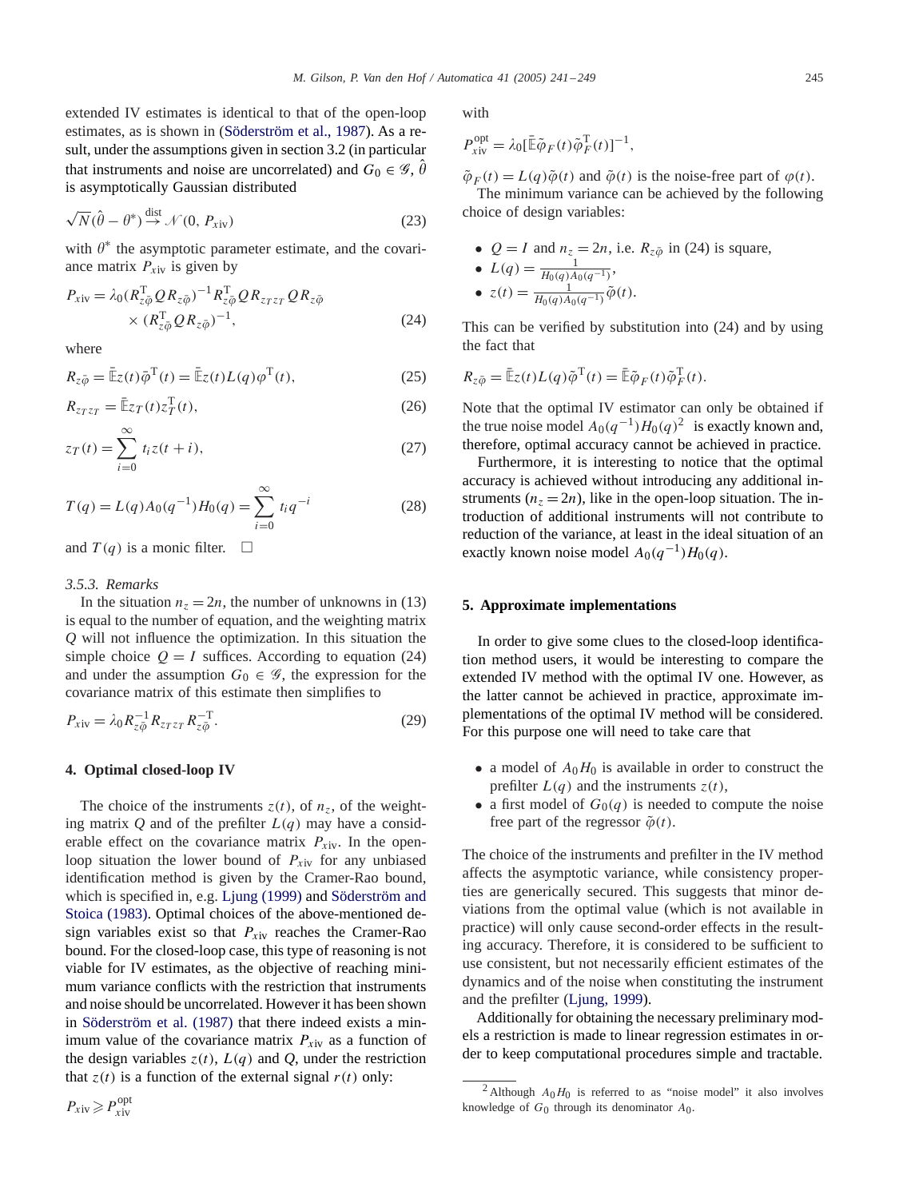extended IV estimates is identical to that of the open-loop estimates, as is shown in (Söderström et al., 1987). As a result, under the assumptions given in section 3.2 (in particular that instruments and noise are uncorrelated) and $G_0 \in \mathscr{G}$, $\hat{\theta}$ is asymptotically Gaussian distributed

$$\sqrt{N}(\hat{\theta} - \theta^*) \overset{\text{dist}}{\rightarrow} \mathscr{N}(0, P_{xiv}) \tag{23}$$

with $\theta^*$ the asymptotic parameter estimate, and the covariance matrix $P_{xiv}$ is given by

$$P_{xiv} = \lambda_0 (R_{z\tilde{\varphi}}^{\mathrm{T}} Q R_{z\tilde{\varphi}})^{-1} R_{z\tilde{\varphi}}^{\mathrm{T}} Q R_{z_T z_T} Q R_{z\tilde{\varphi}} \times (R_{z\tilde{\varphi}}^{\mathrm{T}} Q R_{z\tilde{\varphi}})^{-1}, \tag{24}$$

where

$$R_{z\tilde{\varphi}} = \bar{\mathbb{E}} z(t)\tilde{\varphi}^{\mathrm{T}}(t) = \bar{\mathbb{E}} z(t) L(q) \varphi^{\mathrm{T}}(t), \tag{25}$$

$$R_{z_T z_T} = \bar{\mathbb{E}} z_T(t) z_T^{\mathrm{T}}(t), \tag{26}$$

$$z_T(t) = \sum_{i=0}^{\infty} t_i z(t+i), \tag{27}$$

$$T(q) = L(q) A_0(q^{-1}) H_0(q) = \sum_{i=0}^{\infty} t_i q^{-i} \tag{28}$$

and $T(q)$ is a monic filter. $\square$

*3.5.3. Remarks*

In the situation $n_z = 2n$, the number of unknowns in (13) is equal to the number of equation, and the weighting matrix $Q$ will not influence the optimization. In this situation the simple choice $Q = I$ suffices. According to equation (24) and under the assumption $G_0 \in \mathscr{G}$, the expression for the covariance matrix of this estimate then simplifies to

$$P_{xiv} = \lambda_0 R_{z\tilde{\varphi}}^{-1} R_{z_T z_T} R_{z\tilde{\varphi}}^{-\mathrm{T}}. \tag{29}$$

## 4. Optimal closed-loop IV

The choice of the instruments $z(t)$, of $n_z$, of the weighting matrix $Q$ and of the prefilter $L(q)$ may have a considerable effect on the covariance matrix $P_{xiv}$. In the open-loop situation the lower bound of $P_{xiv}$ for any unbiased identification method is given by the Cramer-Rao bound, which is specified in, e.g. Ljung (1999) and Söderström and Stoica (1983). Optimal choices of the above-mentioned design variables exist so that $P_{xiv}$ reaches the Cramer-Rao bound. For the closed-loop case, this type of reasoning is not viable for IV estimates, as the objective of reaching minimum variance conflicts with the restriction that instruments and noise should be uncorrelated. However it has been shown in Söderström et al. (1987) that there indeed exists a minimum value of the covariance matrix $P_{xiv}$ as a function of the design variables $z(t)$, $L(q)$ and $Q$, under the restriction that $z(t)$ is a function of the external signal $r(t)$ only:

$$P_{xiv} \geqslant P_{xiv}^{\mathrm{opt}}$$

with

$$P_{xiv}^{\mathrm{opt}} = \lambda_0 [\bar{\mathbb{E}} \tilde{\varphi}_F(t) \tilde{\varphi}_F^{\mathrm{T}}(t)]^{-1},$$

$\tilde{\varphi}_F(t) = L(q)\tilde{\varphi}(t)$ and $\tilde{\varphi}(t)$ is the noise-free part of $\varphi(t)$.

The minimum variance can be achieved by the following choice of design variables:

- $Q = I$ and $n_z = 2n$, i.e. $R_{z\tilde{\varphi}}$ in (24) is square,
- $L(q) = \frac{1}{H_0(q) A_0(q^{-1})}$,
- $z(t) = \frac{1}{H_0(q) A_0(q^{-1})} \tilde{\varphi}(t)$.

This can be verified by substitution into (24) and by using the fact that

$$R_{z\tilde{\varphi}} = \bar{\mathbb{E}} z(t) L(q) \tilde{\varphi}^{\mathrm{T}}(t) = \bar{\mathbb{E}} \tilde{\varphi}_F(t) \tilde{\varphi}_F^{\mathrm{T}}(t).$$

Note that the optimal IV estimator can only be obtained if the true noise model $A_0(q^{-1})H_0(q)$[2] is exactly known and, therefore, optimal accuracy cannot be achieved in practice.

Furthermore, it is interesting to notice that the optimal accuracy is achieved without introducing any additional instruments ($n_z = 2n$), like in the open-loop situation. The introduction of additional instruments will not contribute to reduction of the variance, at least in the ideal situation of an exactly known noise model $A_0(q^{-1})H_0(q)$.

## 5. Approximate implementations

In order to give some clues to the closed-loop identification method users, it would be interesting to compare the extended IV method with the optimal IV one. However, as the latter cannot be achieved in practice, approximate implementations of the optimal IV method will be considered. For this purpose one will need to take care that

- a model of $A_0 H_0$ is available in order to construct the prefilter $L(q)$ and the instruments $z(t)$,
- a first model of $G_0(q)$ is needed to compute the noise free part of the regressor $\tilde{\varphi}(t)$.

The choice of the instruments and prefilter in the IV method affects the asymptotic variance, while consistency properties are generically secured. This suggests that minor deviations from the optimal value (which is not available in practice) will only cause second-order effects in the resulting accuracy. Therefore, it is considered to be sufficient to use consistent, but not necessarily efficient estimates of the dynamics and of the noise when constituting the instrument and the prefilter (Ljung, 1999).

Additionally for obtaining the necessary preliminary models a restriction is made to linear regression estimates in order to keep computational procedures simple and tractable.

---

[2] Although $A_0 H_0$ is referred to as "noise model" it also involves knowledge of $G_0$ through its denominator $A_0$.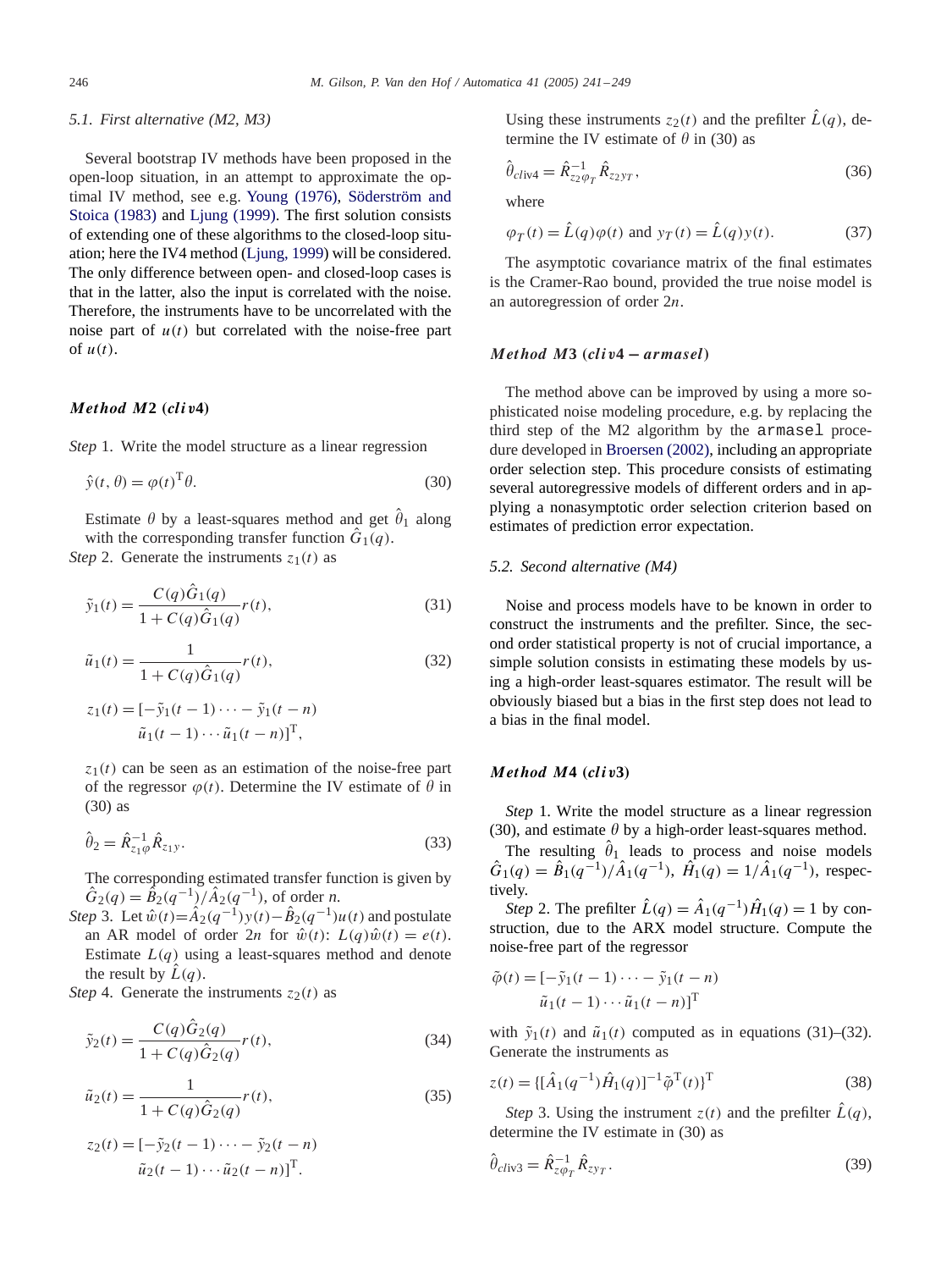### 5.1. First alternative (M2, M3)

Several bootstrap IV methods have been proposed in the open-loop situation, in an attempt to approximate the optimal IV method, see e.g. Young (1976), Söderström and Stoica (1983) and Ljung (1999). The first solution consists of extending one of these algorithms to the closed-loop situation; here the IV4 method (Ljung, 1999) will be considered. The only difference between open- and closed-loop cases is that in the latter, also the input is correlated with the noise. Therefore, the instruments have to be uncorrelated with the noise part of $u(t)$ but correlated with the noise-free part of $u(t)$.

#### *Method M2 (cliv4)*

*Step* 1. Write the model structure as a linear regression

$$\hat{y}(t,\theta) = \varphi(t)^{\mathrm{T}}\theta. \tag{30}$$

Estimate $\theta$ by a least-squares method and get $\hat{\theta}_1$ along with the corresponding transfer function $\hat{G}_1(q)$.

*Step* 2. Generate the instruments $z_1(t)$ as

$$\tilde{y}_1(t) = \frac{C(q)\hat{G}_1(q)}{1+C(q)\hat{G}_1(q)}r(t), \tag{31}$$

$$\tilde{u}_1(t) = \frac{1}{1+C(q)\hat{G}_1(q)}r(t), \tag{32}$$

$$z_1(t) = [-\tilde{y}_1(t-1)\cdots-\tilde{y}_1(t-n) \\ \tilde{u}_1(t-1)\cdots\tilde{u}_1(t-n)]^{\mathrm{T}},$$

$z_1(t)$ can be seen as an estimation of the noise-free part of the regressor $\varphi(t)$. Determine the IV estimate of $\theta$ in (30) as

$$\hat{\theta}_2 = \hat{R}_{z_1\varphi}^{-1}\hat{R}_{z_1y}. \tag{33}$$

The corresponding estimated transfer function is given by $\hat{G}_2(q) = \hat{B}_2(q^{-1})/\hat{A}_2(q^{-1})$, of order $n$.

*Step* 3. Let $\hat{w}(t)=\hat{A}_2(q^{-1})y(t)-\hat{B}_2(q^{-1})u(t)$ and postulate an AR model of order $2n$ for $\hat{w}(t)$: $L(q)\hat{w}(t) = e(t)$. Estimate $L(q)$ using a least-squares method and denote the result by $\hat{L}(q)$.

*Step* 4. Generate the instruments $z_2(t)$ as

$$\tilde{y}_2(t) = \frac{C(q)\hat{G}_2(q)}{1+C(q)\hat{G}_2(q)}r(t), \tag{34}$$

$$\tilde{u}_2(t) = \frac{1}{1+C(q)\hat{G}_2(q)}r(t), \tag{35}$$

$$z_2(t) = [-\tilde{y}_2(t-1)\cdots-\tilde{y}_2(t-n) \\ \tilde{u}_2(t-1)\cdots\tilde{u}_2(t-n)]^{\mathrm{T}}.$$

Using these instruments $z_2(t)$ and the prefilter $\hat{L}(q)$, determine the IV estimate of $\theta$ in (30) as

$$\hat{\theta}_{cliv4} = \hat{R}_{z_2\varphi_T}^{-1}\hat{R}_{z_2y_T}, \tag{36}$$

where

$$\varphi_T(t) = \hat{L}(q)\varphi(t) \text{ and } y_T(t) = \hat{L}(q)y(t). \tag{37}$$

The asymptotic covariance matrix of the final estimates is the Cramer-Rao bound, provided the true noise model is an autoregression of order $2n$.

#### *Method M3 (cliv4 − armasel)*

The method above can be improved by using a more sophisticated noise modeling procedure, e.g. by replacing the third step of the M2 algorithm by the `armasel` procedure developed in Broersen (2002), including an appropriate order selection step. This procedure consists of estimating several autoregressive models of different orders and in applying a nonasymptotic order selection criterion based on estimates of prediction error expectation.

### 5.2. Second alternative (M4)

Noise and process models have to be known in order to construct the instruments and the prefilter. Since, the second order statistical property is not of crucial importance, a simple solution consists in estimating these models by using a high-order least-squares estimator. The result will be obviously biased but a bias in the first step does not lead to a bias in the final model.

#### *Method M4 (cliv3)*

*Step* 1. Write the model structure as a linear regression (30), and estimate $\theta$ by a high-order least-squares method.

The resulting $\hat{\theta}_1$ leads to process and noise models $\hat{G}_1(q) = \hat{B}_1(q^{-1})/\hat{A}_1(q^{-1})$, $\hat{H}_1(q) = 1/\hat{A}_1(q^{-1})$, respectively.

*Step* 2. The prefilter $\hat{L}(q) = \hat{A}_1(q^{-1})\hat{H}_1(q) = 1$ by construction, due to the ARX model structure. Compute the noise-free part of the regressor

$$\tilde{\varphi}(t) = [-\tilde{y}_1(t-1)\cdots-\tilde{y}_1(t-n) \\ \tilde{u}_1(t-1)\cdots\tilde{u}_1(t-n)]^{\mathrm{T}}$$

with $\tilde{y}_1(t)$ and $\tilde{u}_1(t)$ computed as in equations (31)–(32). Generate the instruments as

$$z(t) = \{[\hat{A}_1(q^{-1})\hat{H}_1(q)]^{-1}\tilde{\varphi}^{\mathrm{T}}(t)\}^{\mathrm{T}} \tag{38}$$

*Step* 3. Using the instrument $z(t)$ and the prefilter $\hat{L}(q)$, determine the IV estimate in (30) as

$$\hat{\theta}_{cliv3} = \hat{R}_{z\varphi_T}^{-1}\hat{R}_{zy_T}. \tag{39}$$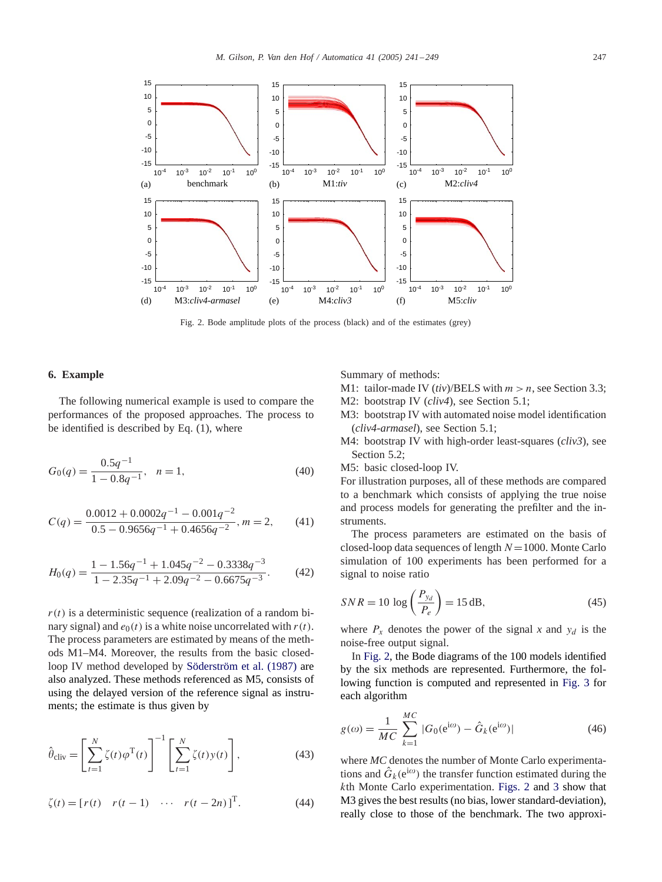Fig. 2. Bode amplitude plots of the process (black) and of the estimates (grey)

## 6. Example

The following numerical example is used to compare the performances of the proposed approaches. The process to be identified is described by Eq. (1), where

$$G_0(q) = \frac{0.5q^{-1}}{1-0.8q^{-1}}, \quad n = 1, \tag{40}$$

$$C(q) = \frac{0.0012 + 0.0002q^{-1} - 0.001q^{-2}}{0.5 - 0.9656q^{-1} + 0.4656q^{-2}}, m = 2, \tag{41}$$

$$H_0(q) = \frac{1 - 1.56q^{-1} + 1.045q^{-2} - 0.3338q^{-3}}{1 - 2.35q^{-1} + 2.09q^{-2} - 0.6675q^{-3}}. \tag{42}$$

$r(t)$ is a deterministic sequence (realization of a random binary signal) and $e_0(t)$ is a white noise uncorrelated with $r(t)$. The process parameters are estimated by means of the methods M1–M4. Moreover, the results from the basic closed-loop IV method developed by Söderström et al. (1987) are also analyzed. These methods referenced as M5, consists of using the delayed version of the reference signal as instruments; the estimate is thus given by

$$\hat{\theta}_{\text{cliv}} = \left[\sum_{t=1}^{N} \zeta(t)\varphi^{\mathrm{T}}(t)\right]^{-1}\left[\sum_{t=1}^{N} \zeta(t)y(t)\right], \tag{43}$$

$$\zeta(t) = [r(t) \quad r(t-1) \quad \cdots \quad r(t-2n)]^{\mathrm{T}}. \tag{44}$$

Summary of methods:

M1: tailor-made IV (*tiv*)/BELS with $m > n$, see Section 3.3;
M2: bootstrap IV (*cliv4*), see Section 5.1;
M3: bootstrap IV with automated noise model identification (*cliv4-armasel*), see Section 5.1;
M4: bootstrap IV with high-order least-squares (*cliv3*), see Section 5.2;
M5: basic closed-loop IV.

For illustration purposes, all of these methods are compared to a benchmark which consists of applying the true noise and process models for generating the prefilter and the instruments.

The process parameters are estimated on the basis of closed-loop data sequences of length $N = 1000$. Monte Carlo simulation of 100 experiments has been performed for a signal to noise ratio

$$SNR = 10 \log\left(\frac{P_{y_d}}{P_e}\right) = 15\,\text{dB}, \tag{45}$$

where $P_x$ denotes the power of the signal $x$ and $y_d$ is the noise-free output signal.

In Fig. 2, the Bode diagrams of the 100 models identified by the six methods are represented. Furthermore, the following function is computed and represented in Fig. 3 for each algorithm

$$g(\omega) = \frac{1}{MC}\sum_{k=1}^{MC} |G_0(e^{i\omega}) - \hat{G}_k(e^{i\omega})| \tag{46}$$

where $MC$ denotes the number of Monte Carlo experimentations and $\hat{G}_k(e^{i\omega})$ the transfer function estimated during the $k$th Monte Carlo experimentation. Figs. 2 and 3 show that M3 gives the best results (no bias, lower standard-deviation), really close to those of the benchmark. The two approxi-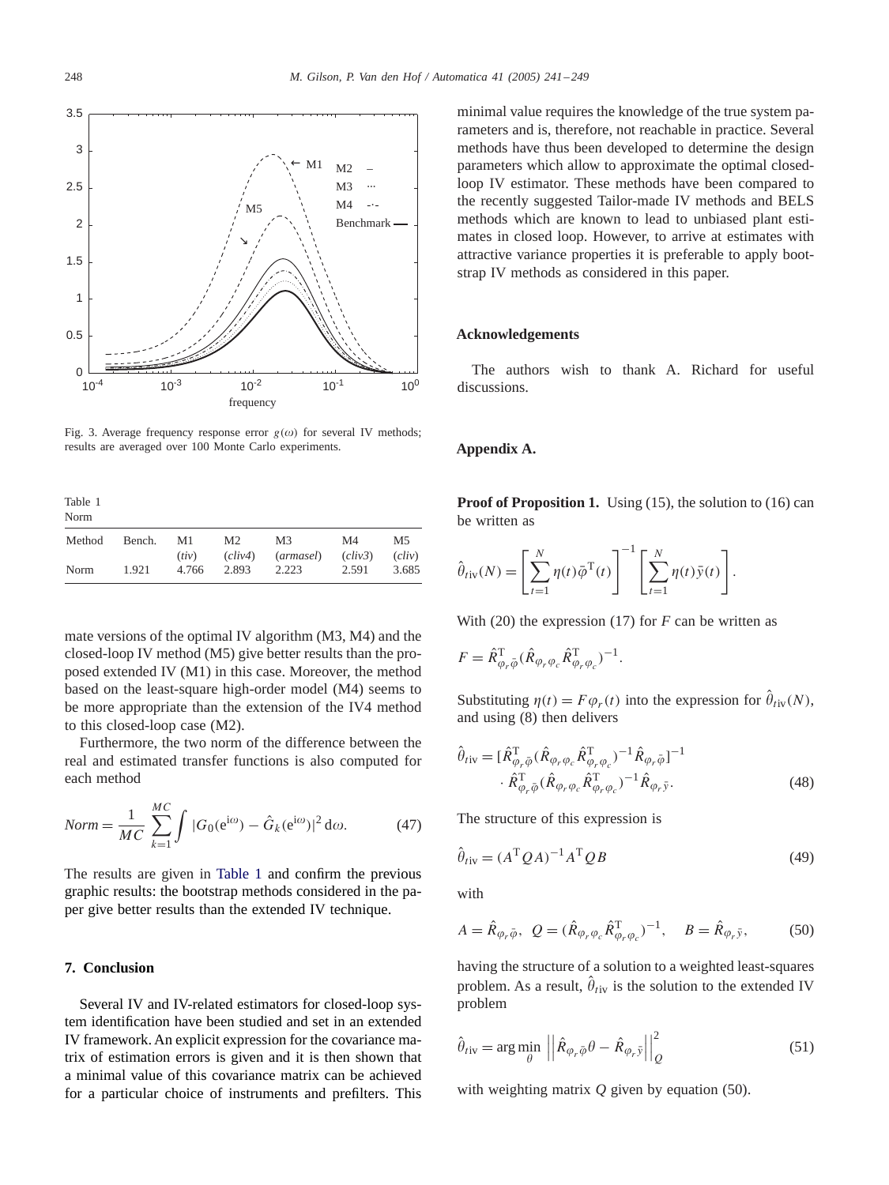Fig. 3. Average frequency response error $g(\omega)$ for several IV methods; results are averaged over 100 Monte Carlo experiments.

Table 1
Norm

| Method | Bench. | M1 (*tiv*) | M2 (*cliv4*) | M3 (*armasel*) | M4 (*cliv3*) | M5 (*cliv*) |
|---|---|---|---|---|---|---|
| Norm | 1.921 | 4.766 | 2.893 | 2.223 | 2.591 | 3.685 |

mate versions of the optimal IV algorithm (M3, M4) and the closed-loop IV method (M5) give better results than the proposed extended IV (M1) in this case. Moreover, the method based on the least-square high-order model (M4) seems to be more appropriate than the extension of the IV4 method to this closed-loop case (M2).

Furthermore, the two norm of the difference between the real and estimated transfer functions is also computed for each method

$$Norm = \frac{1}{MC}\sum_{k=1}^{MC}\int |G_0(e^{i\omega}) - \hat{G}_k(e^{i\omega})|^2 \, d\omega. \tag{47}$$

The results are given in Table 1 and confirm the previous graphic results: the bootstrap methods considered in the paper give better results than the extended IV technique.

## 7. Conclusion

Several IV and IV-related estimators for closed-loop system identification have been studied and set in an extended IV framework. An explicit expression for the covariance matrix of estimation errors is given and it is then shown that a minimal value of this covariance matrix can be achieved for a particular choice of instruments and prefilters. This minimal value requires the knowledge of the true system parameters and is, therefore, not reachable in practice. Several methods have thus been developed to determine the design parameters which allow to approximate the optimal closed-loop IV estimator. These methods have been compared to the recently suggested Tailor-made IV methods and BELS methods which are known to lead to unbiased plant estimates in closed loop. However, to arrive at estimates with attractive variance properties it is preferable to apply bootstrap IV methods as considered in this paper.

## Acknowledgements

The authors wish to thank A. Richard for useful discussions.

## Appendix A.

**Proof of Proposition 1.** Using (15), the solution to (16) can be written as

$$\hat{\theta}_{tiv}(N) = \left[\sum_{t=1}^{N}\eta(t)\bar{\varphi}^{\mathrm{T}}(t)\right]^{-1}\left[\sum_{t=1}^{N}\eta(t)\bar{y}(t)\right].$$

With (20) the expression (17) for $F$ can be written as

$$F = \hat{R}^{\mathrm{T}}_{\varphi_r\bar{\varphi}}(\hat{R}_{\varphi_r\varphi_c}\hat{R}^{\mathrm{T}}_{\varphi_r\varphi_c})^{-1}.$$

Substituting $\eta(t) = F\varphi_r(t)$ into the expression for $\hat{\theta}_{tiv}(N)$, and using (8) then delivers

$$\hat{\theta}_{tiv} = [\hat{R}^{\mathrm{T}}_{\varphi_r\bar{\varphi}}(\hat{R}_{\varphi_r\varphi_c}\hat{R}^{\mathrm{T}}_{\varphi_r\varphi_c})^{-1}\hat{R}_{\varphi_r\bar{\varphi}}]^{-1} \cdot \hat{R}^{\mathrm{T}}_{\varphi_r\bar{\varphi}}(\hat{R}_{\varphi_r\varphi_c}\hat{R}^{\mathrm{T}}_{\varphi_r\varphi_c})^{-1}\hat{R}_{\varphi_r\bar{y}}. \tag{48}$$

The structure of this expression is

$$\hat{\theta}_{tiv} = (A^{\mathrm{T}}QA)^{-1}A^{\mathrm{T}}QB \tag{49}$$

with

$$A = \hat{R}_{\varphi_r\bar{\varphi}}, \quad Q = (\hat{R}_{\varphi_r\varphi_c}\hat{R}^{\mathrm{T}}_{\varphi_r\varphi_c})^{-1}, \quad B = \hat{R}_{\varphi_r\bar{y}}, \tag{50}$$

having the structure of a solution to a weighted least-squares problem. As a result, $\hat{\theta}_{tiv}$ is the solution to the extended IV problem

$$\hat{\theta}_{tiv} = \arg\min_{\theta}\left|\left|\hat{R}_{\varphi_r\bar{\varphi}}\theta - \hat{R}_{\varphi_r\bar{y}}\right|\right|^2_Q \tag{51}$$

with weighting matrix $Q$ given by equation (50).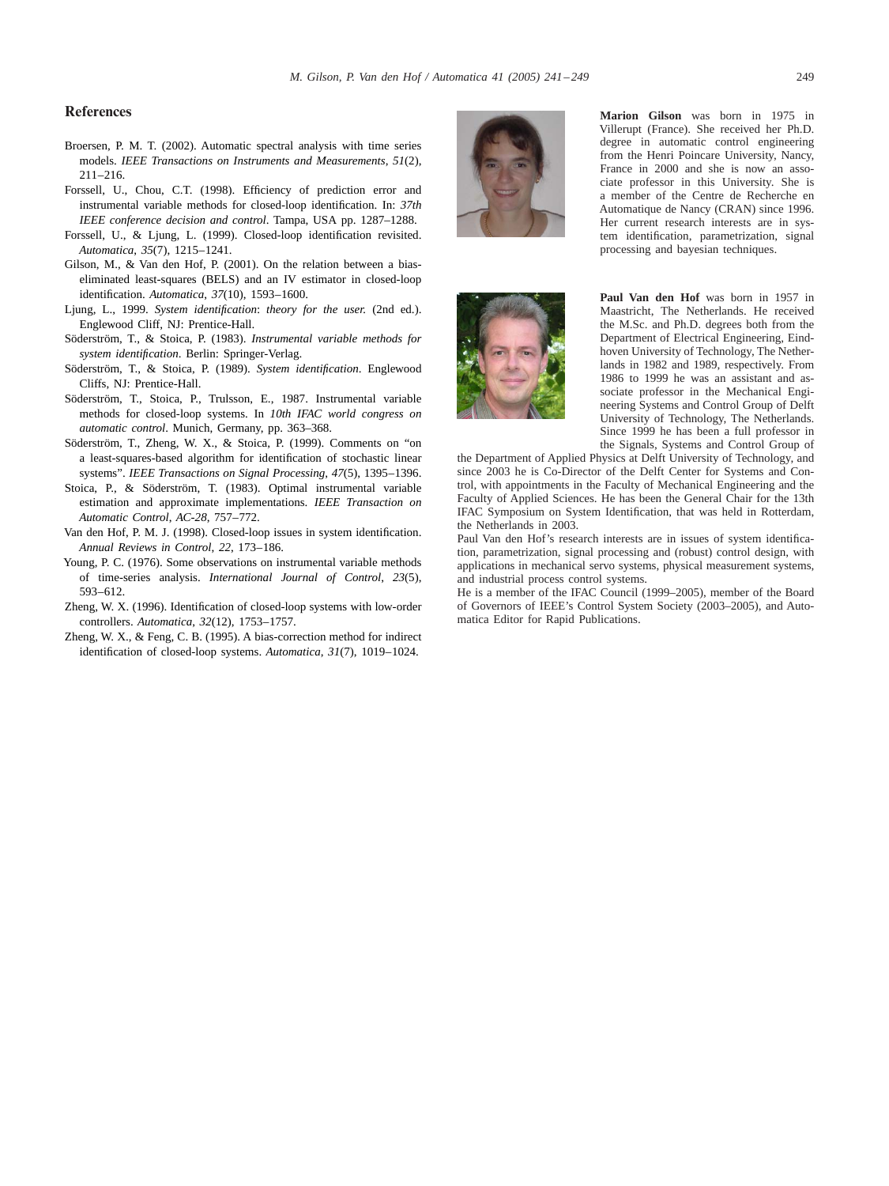## References

Broersen, P. M. T. (2002). Automatic spectral analysis with time series models. *IEEE Transactions on Instruments and Measurements*, *51*(2), 211–216.

Forssell, U., Chou, C.T. (1998). Efficiency of prediction error and instrumental variable methods for closed-loop identification. In: *37th IEEE conference decision and control*. Tampa, USA pp. 1287–1288.

Forssell, U., & Ljung, L. (1999). Closed-loop identification revisited. *Automatica*, *35*(7), 1215–1241.

Gilson, M., & Van den Hof, P. (2001). On the relation between a bias-eliminated least-squares (BELS) and an IV estimator in closed-loop identification. *Automatica*, *37*(10), 1593–1600.

Ljung, L., 1999. *System identification*: *theory for the user.* (2nd ed.). Englewood Cliff, NJ: Prentice-Hall.

Söderström, T., & Stoica, P. (1983). *Instrumental variable methods for system identification*. Berlin: Springer-Verlag.

Söderström, T., & Stoica, P. (1989). *System identification*. Englewood Cliffs, NJ: Prentice-Hall.

Söderström, T., Stoica, P., Trulsson, E., 1987. Instrumental variable methods for closed-loop systems. In *10th IFAC world congress on automatic control*. Munich, Germany, pp. 363–368.

Söderström, T., Zheng, W. X., & Stoica, P. (1999). Comments on "on a least-squares-based algorithm for identification of stochastic linear systems". *IEEE Transactions on Signal Processing*, *47*(5), 1395–1396.

Stoica, P., & Söderström, T. (1983). Optimal instrumental variable estimation and approximate implementations. *IEEE Transaction on Automatic Control*, *AC-28*, 757–772.

Van den Hof, P. M. J. (1998). Closed-loop issues in system identification. *Annual Reviews in Control*, *22*, 173–186.

Young, P. C. (1976). Some observations on instrumental variable methods of time-series analysis. *International Journal of Control*, *23*(5), 593–612.

Zheng, W. X. (1996). Identification of closed-loop systems with low-order controllers. *Automatica*, *32*(12), 1753–1757.

Zheng, W. X., & Feng, C. B. (1995). A bias-correction method for indirect identification of closed-loop systems. *Automatica*, *31*(7), 1019–1024.

**Marion Gilson** was born in 1975 in Villerupt (France). She received her Ph.D. degree in automatic control engineering from the Henri Poincare University, Nancy, France in 2000 and she is now an associate professor in this University. She is a member of the Centre de Recherche en Automatique de Nancy (CRAN) since 1996. Her current research interests are in system identification, parametrization, signal processing and bayesian techniques.

**Paul Van den Hof** was born in 1957 in Maastricht, The Netherlands. He received the M.Sc. and Ph.D. degrees both from the Department of Electrical Engineering, Eindhoven University of Technology, The Netherlands in 1982 and 1989, respectively. From 1986 to 1999 he was an assistant and associate professor in the Mechanical Engineering Systems and Control Group of Delft University of Technology, The Netherlands. Since 1999 he has been a full professor in the Signals, Systems and Control Group of the Department of Applied Physics at Delft University of Technology, and since 2003 he is Co-Director of the Delft Center for Systems and Control, with appointments in the Faculty of Mechanical Engineering and the Faculty of Applied Sciences. He has been the General Chair for the 13th IFAC Symposium on System Identification, that was held in Rotterdam, the Netherlands in 2003.

Paul Van den Hof's research interests are in issues of system identification, parametrization, signal processing and (robust) control design, with applications in mechanical servo systems, physical measurement systems, and industrial process control systems.

He is a member of the IFAC Council (1999–2005), member of the Board of Governors of IEEE's Control System Society (2003–2005), and Automatica Editor for Rapid Publications.